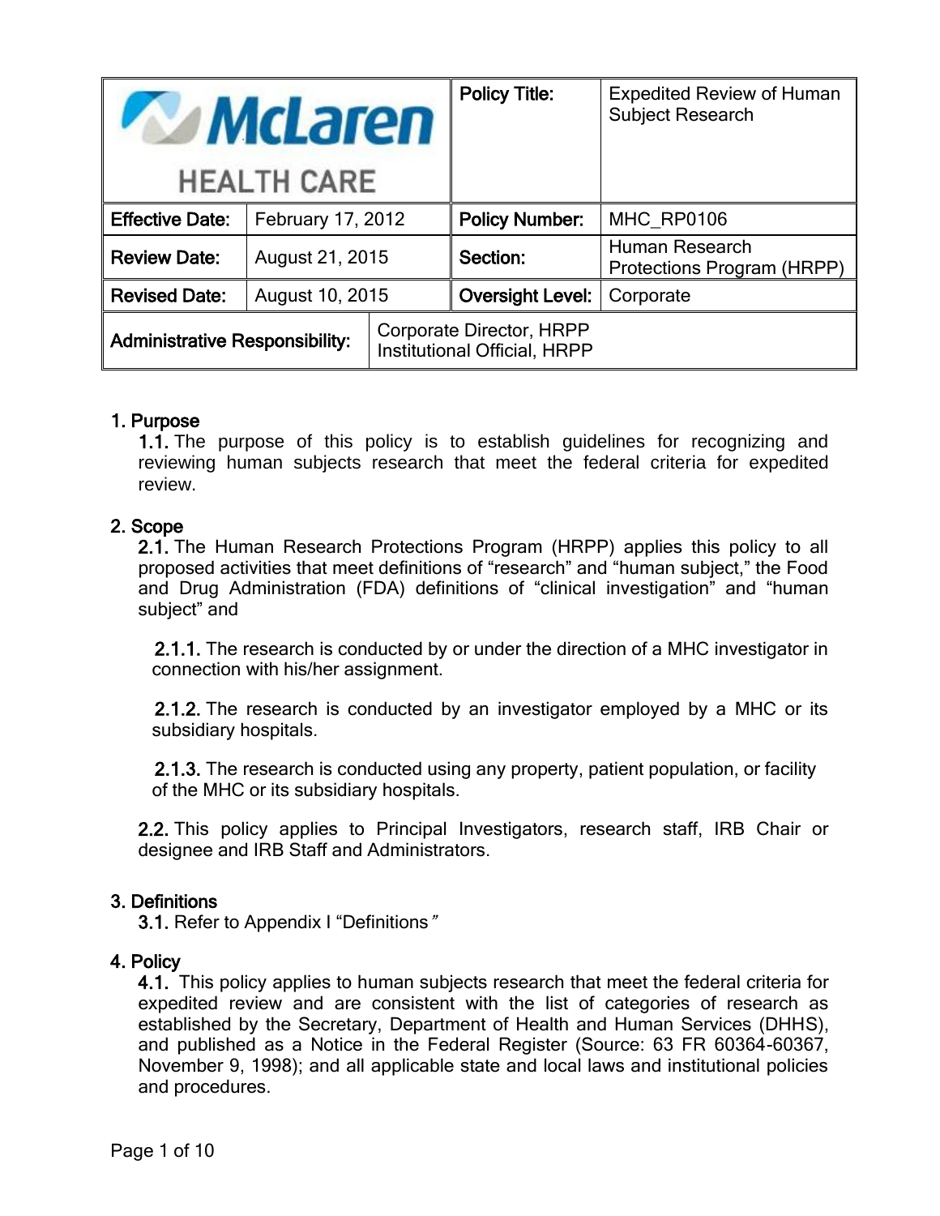| McLaren HEALTH CARE | | Policy Title: | Expedited Review of Human Subject Research |
|---|---|---|---|
| **Effective Date:** | February 17, 2012 | **Policy Number:** | MHC_RP0106 |
| **Review Date:** | August 21, 2015 | **Section:** | Human Research Protections Program (HRPP) |
| **Revised Date:** | August 10, 2015 | **Oversight Level:** | Corporate |
| **Administrative Responsibility:** | Corporate Director, HRPP<br>Institutional Official, HRPP | | |

## 1. Purpose

**1.1.** The purpose of this policy is to establish guidelines for recognizing and reviewing human subjects research that meet the federal criteria for expedited review.

## 2. Scope

**2.1.** The Human Research Protections Program (HRPP) applies this policy to all proposed activities that meet definitions of "research" and "human subject," the Food and Drug Administration (FDA) definitions of "clinical investigation" and "human subject" and

**2.1.1.** The research is conducted by or under the direction of a MHC investigator in connection with his/her assignment.

**2.1.2.** The research is conducted by an investigator employed by a MHC or its subsidiary hospitals.

**2.1.3.** The research is conducted using any property, patient population, or facility of the MHC or its subsidiary hospitals.

**2.2.** This policy applies to Principal Investigators, research staff, IRB Chair or designee and IRB Staff and Administrators.

## 3. Definitions

**3.1.** Refer to Appendix I "Definitions"

## 4. Policy

**4.1.** This policy applies to human subjects research that meet the federal criteria for expedited review and are consistent with the list of categories of research as established by the Secretary, Department of Health and Human Services (DHHS), and published as a Notice in the Federal Register (Source: 63 FR 60364-60367, November 9, 1998); and all applicable state and local laws and institutional policies and procedures.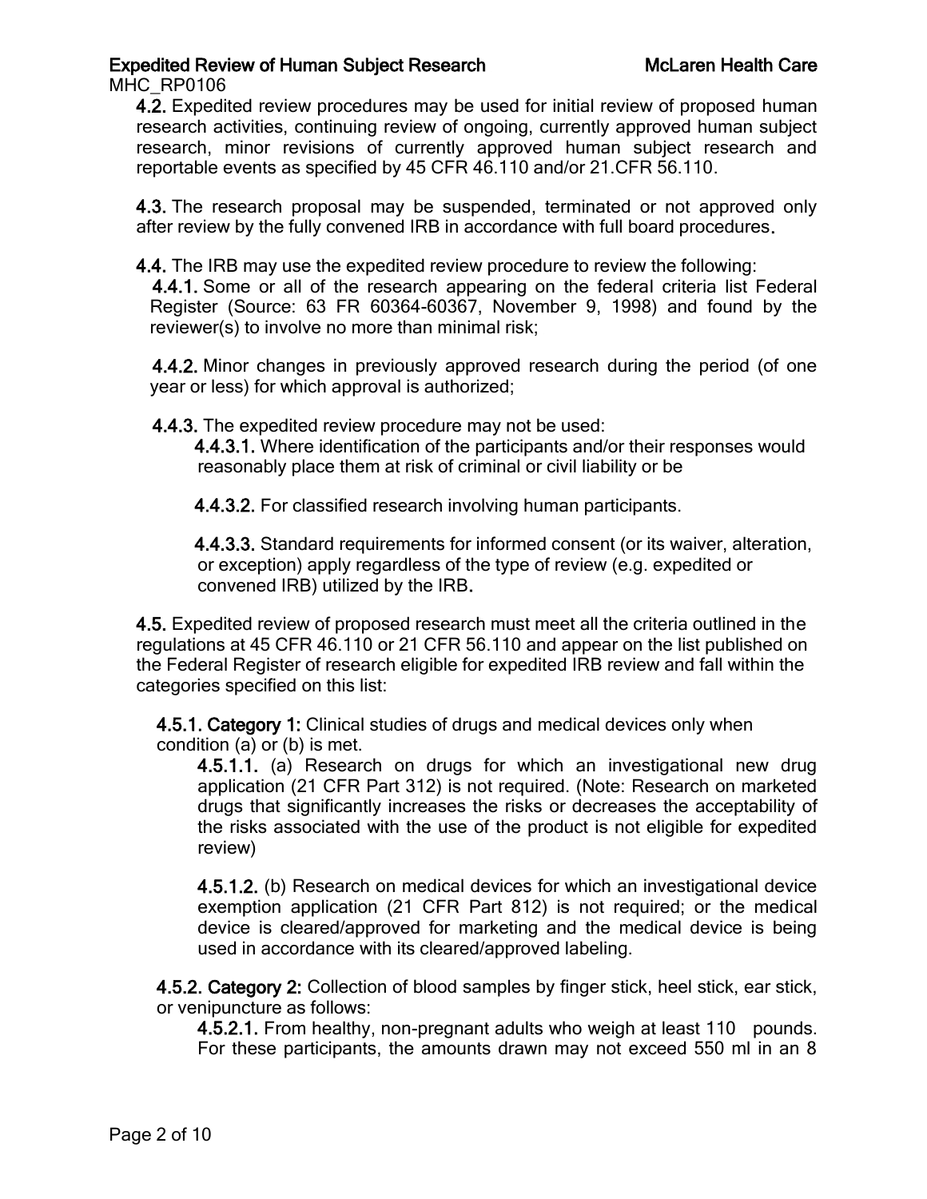**4.2.** Expedited review procedures may be used for initial review of proposed human research activities, continuing review of ongoing, currently approved human subject research, minor revisions of currently approved human subject research and reportable events as specified by 45 CFR 46.110 and/or 21.CFR 56.110.

**4.3.** The research proposal may be suspended, terminated or not approved only after review by the fully convened IRB in accordance with full board procedures.

**4.4.** The IRB may use the expedited review procedure to review the following:

**4.4.1.** Some or all of the research appearing on the federal criteria list Federal Register (Source: 63 FR 60364-60367, November 9, 1998) and found by the reviewer(s) to involve no more than minimal risk;

**4.4.2.** Minor changes in previously approved research during the period (of one year or less) for which approval is authorized;

**4.4.3.** The expedited review procedure may not be used:

**4.4.3.1.** Where identification of the participants and/or their responses would reasonably place them at risk of criminal or civil liability or be

**4.4.3.2.** For classified research involving human participants.

**4.4.3.3.** Standard requirements for informed consent (or its waiver, alteration, or exception) apply regardless of the type of review (e.g. expedited or convened IRB) utilized by the IRB.

**4.5.** Expedited review of proposed research must meet all the criteria outlined in the regulations at 45 CFR 46.110 or 21 CFR 56.110 and appear on the list published on the Federal Register of research eligible for expedited IRB review and fall within the categories specified on this list:

**4.5.1. Category 1:** Clinical studies of drugs and medical devices only when condition (a) or (b) is met.

**4.5.1.1.** (a) Research on drugs for which an investigational new drug application (21 CFR Part 312) is not required. (Note: Research on marketed drugs that significantly increases the risks or decreases the acceptability of the risks associated with the use of the product is not eligible for expedited review)

**4.5.1.2.** (b) Research on medical devices for which an investigational device exemption application (21 CFR Part 812) is not required; or the medical device is cleared/approved for marketing and the medical device is being used in accordance with its cleared/approved labeling.

**4.5.2. Category 2:** Collection of blood samples by finger stick, heel stick, ear stick, or venipuncture as follows:

**4.5.2.1.** From healthy, non-pregnant adults who weigh at least 110 pounds. For these participants, the amounts drawn may not exceed 550 ml in an 8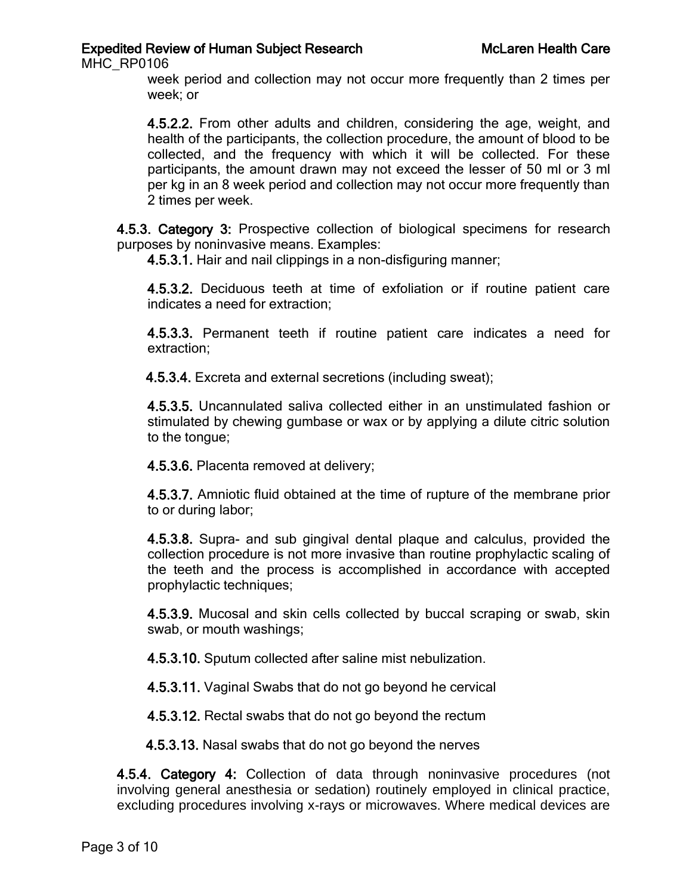week period and collection may not occur more frequently than 2 times per week; or

**4.5.2.2.** From other adults and children, considering the age, weight, and health of the participants, the collection procedure, the amount of blood to be collected, and the frequency with which it will be collected. For these participants, the amount drawn may not exceed the lesser of 50 ml or 3 ml per kg in an 8 week period and collection may not occur more frequently than 2 times per week.

**4.5.3. Category 3:** Prospective collection of biological specimens for research purposes by noninvasive means. Examples:

**4.5.3.1.** Hair and nail clippings in a non-disfiguring manner;

**4.5.3.2.** Deciduous teeth at time of exfoliation or if routine patient care indicates a need for extraction;

**4.5.3.3.** Permanent teeth if routine patient care indicates a need for extraction;

**4.5.3.4.** Excreta and external secretions (including sweat);

**4.5.3.5.** Uncannulated saliva collected either in an unstimulated fashion or stimulated by chewing gumbase or wax or by applying a dilute citric solution to the tongue;

**4.5.3.6.** Placenta removed at delivery;

**4.5.3.7.** Amniotic fluid obtained at the time of rupture of the membrane prior to or during labor;

**4.5.3.8.** Supra- and sub gingival dental plaque and calculus, provided the collection procedure is not more invasive than routine prophylactic scaling of the teeth and the process is accomplished in accordance with accepted prophylactic techniques;

**4.5.3.9.** Mucosal and skin cells collected by buccal scraping or swab, skin swab, or mouth washings;

**4.5.3.10.** Sputum collected after saline mist nebulization.

**4.5.3.11.** Vaginal Swabs that do not go beyond he cervical

**4.5.3.12.** Rectal swabs that do not go beyond the rectum

**4.5.3.13.** Nasal swabs that do not go beyond the nerves

**4.5.4. Category 4:** Collection of data through noninvasive procedures (not involving general anesthesia or sedation) routinely employed in clinical practice, excluding procedures involving x-rays or microwaves. Where medical devices are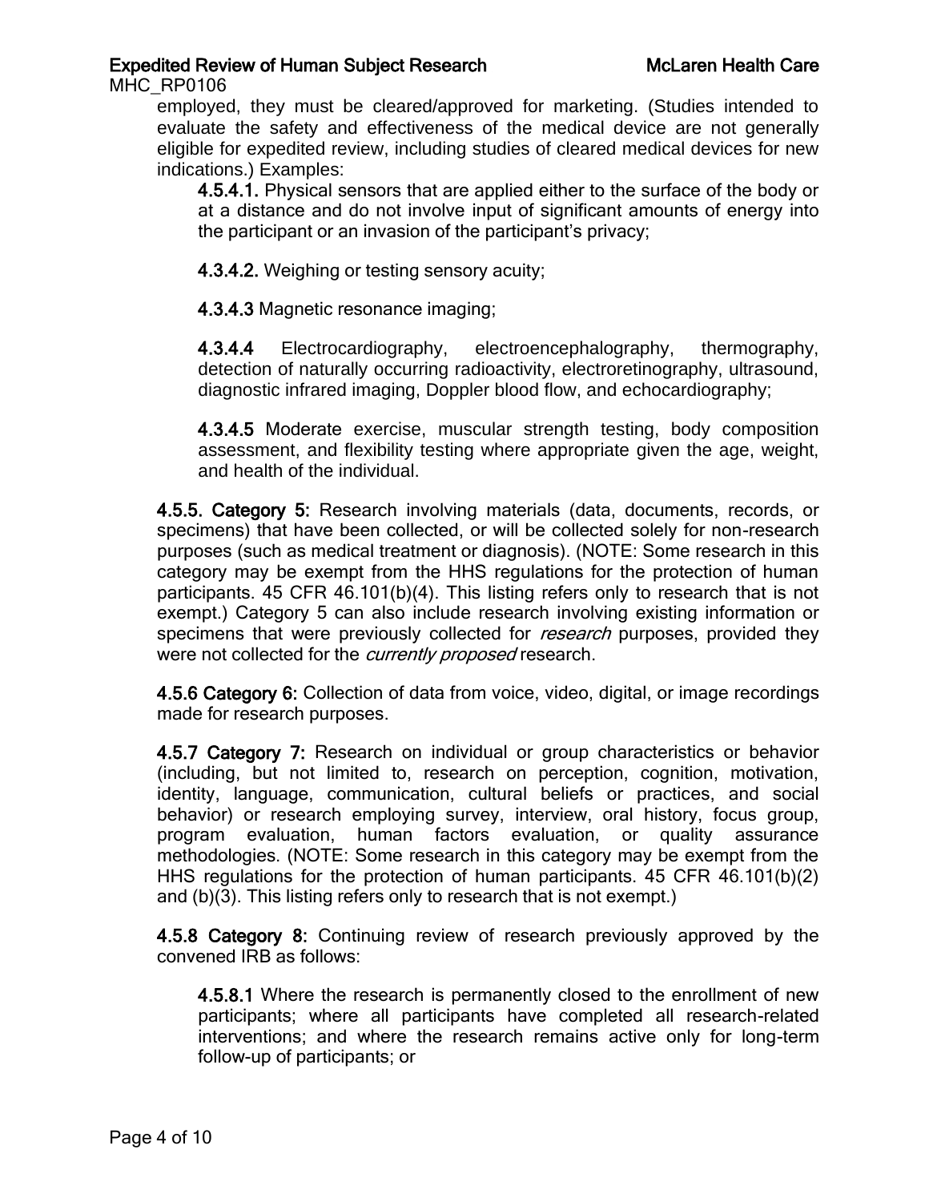employed, they must be cleared/approved for marketing. (Studies intended to evaluate the safety and effectiveness of the medical device are not generally eligible for expedited review, including studies of cleared medical devices for new indications.) Examples:

**4.5.4.1.** Physical sensors that are applied either to the surface of the body or at a distance and do not involve input of significant amounts of energy into the participant or an invasion of the participant's privacy;

**4.3.4.2.** Weighing or testing sensory acuity;

**4.3.4.3** Magnetic resonance imaging;

**4.3.4.4** Electrocardiography, electroencephalography, thermography, detection of naturally occurring radioactivity, electroretinography, ultrasound, diagnostic infrared imaging, Doppler blood flow, and echocardiography;

**4.3.4.5** Moderate exercise, muscular strength testing, body composition assessment, and flexibility testing where appropriate given the age, weight, and health of the individual.

**4.5.5. Category 5:** Research involving materials (data, documents, records, or specimens) that have been collected, or will be collected solely for non-research purposes (such as medical treatment or diagnosis). (NOTE: Some research in this category may be exempt from the HHS regulations for the protection of human participants. 45 CFR 46.101(b)(4). This listing refers only to research that is not exempt.) Category 5 can also include research involving existing information or specimens that were previously collected for *research* purposes, provided they were not collected for the *currently proposed* research.

**4.5.6 Category 6:** Collection of data from voice, video, digital, or image recordings made for research purposes.

**4.5.7 Category 7:** Research on individual or group characteristics or behavior (including, but not limited to, research on perception, cognition, motivation, identity, language, communication, cultural beliefs or practices, and social behavior) or research employing survey, interview, oral history, focus group, program evaluation, human factors evaluation, or quality assurance methodologies. (NOTE: Some research in this category may be exempt from the HHS regulations for the protection of human participants. 45 CFR 46.101(b)(2) and (b)(3). This listing refers only to research that is not exempt.)

**4.5.8 Category 8:** Continuing review of research previously approved by the convened IRB as follows:

**4.5.8.1** Where the research is permanently closed to the enrollment of new participants; where all participants have completed all research-related interventions; and where the research remains active only for long-term follow-up of participants; or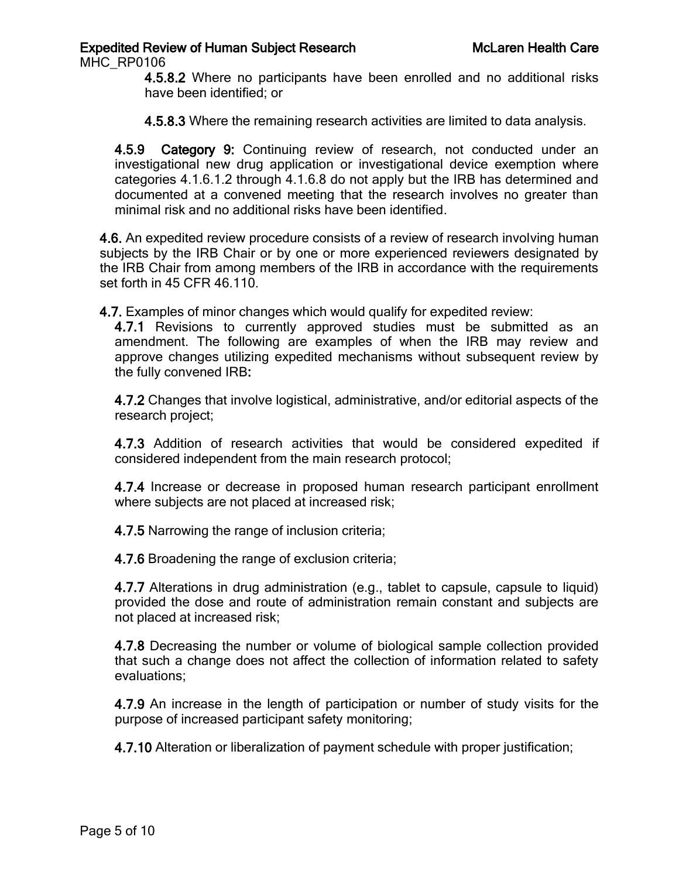**4.5.8.2** Where no participants have been enrolled and no additional risks have been identified; or

**4.5.8.3** Where the remaining research activities are limited to data analysis.

**4.5.9 Category 9:** Continuing review of research, not conducted under an investigational new drug application or investigational device exemption where categories 4.1.6.1.2 through 4.1.6.8 do not apply but the IRB has determined and documented at a convened meeting that the research involves no greater than minimal risk and no additional risks have been identified.

**4.6.** An expedited review procedure consists of a review of research involving human subjects by the IRB Chair or by one or more experienced reviewers designated by the IRB Chair from among members of the IRB in accordance with the requirements set forth in 45 CFR 46.110.

**4.7.** Examples of minor changes which would qualify for expedited review:

**4.7.1** Revisions to currently approved studies must be submitted as an amendment. The following are examples of when the IRB may review and approve changes utilizing expedited mechanisms without subsequent review by the fully convened IRB**:**

**4.7.2** Changes that involve logistical, administrative, and/or editorial aspects of the research project;

**4.7.3** Addition of research activities that would be considered expedited if considered independent from the main research protocol;

**4.7.4** Increase or decrease in proposed human research participant enrollment where subjects are not placed at increased risk;

**4.7.5** Narrowing the range of inclusion criteria;

**4.7.6** Broadening the range of exclusion criteria;

**4.7.7** Alterations in drug administration (e.g., tablet to capsule, capsule to liquid) provided the dose and route of administration remain constant and subjects are not placed at increased risk;

**4.7.8** Decreasing the number or volume of biological sample collection provided that such a change does not affect the collection of information related to safety evaluations;

**4.7.9** An increase in the length of participation or number of study visits for the purpose of increased participant safety monitoring;

**4.7.10** Alteration or liberalization of payment schedule with proper justification;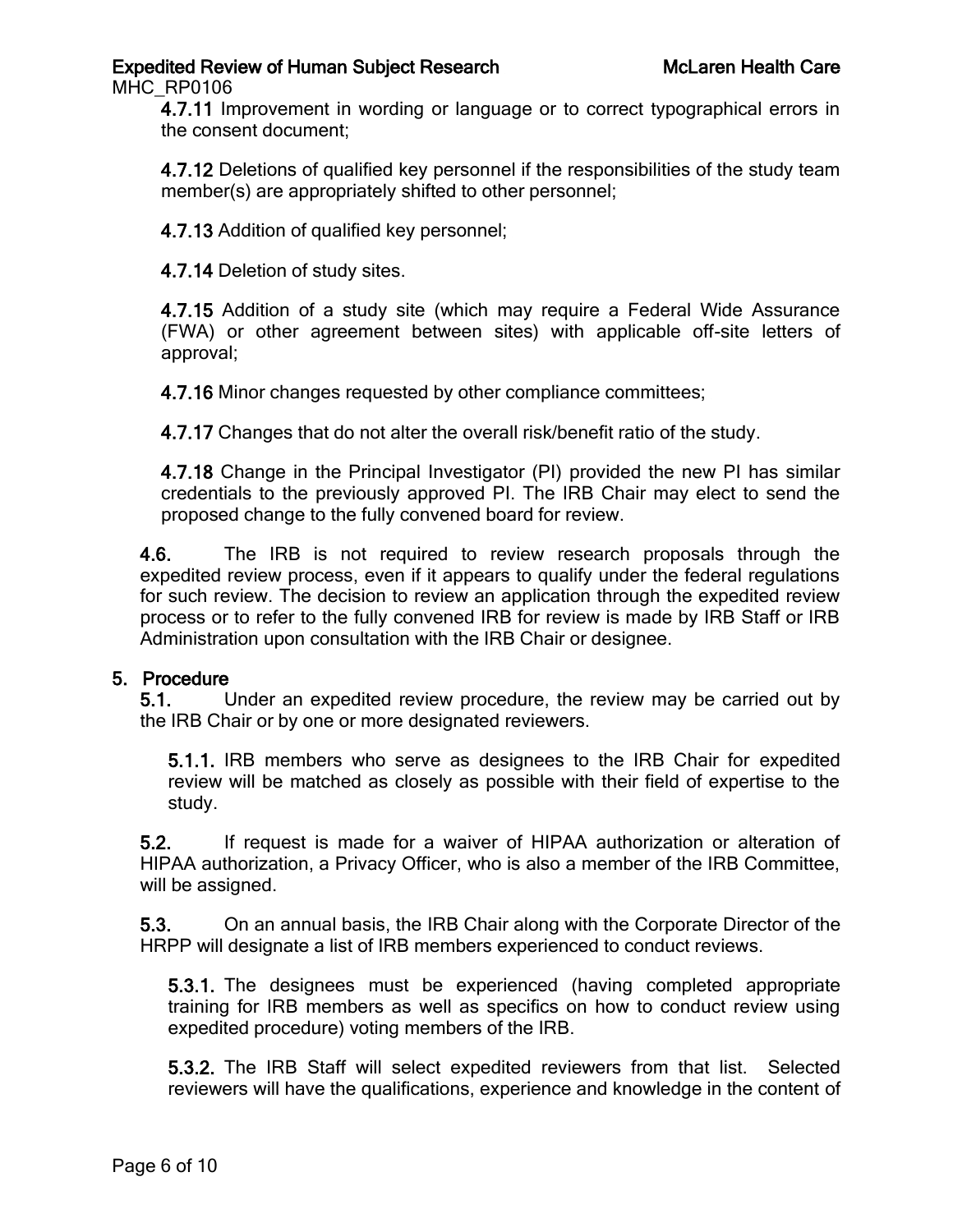**4.7.11** Improvement in wording or language or to correct typographical errors in the consent document;

**4.7.12** Deletions of qualified key personnel if the responsibilities of the study team member(s) are appropriately shifted to other personnel;

**4.7.13** Addition of qualified key personnel;

**4.7.14** Deletion of study sites.

**4.7.15** Addition of a study site (which may require a Federal Wide Assurance (FWA) or other agreement between sites) with applicable off-site letters of approval;

**4.7.16** Minor changes requested by other compliance committees;

**4.7.17** Changes that do not alter the overall risk/benefit ratio of the study.

**4.7.18** Change in the Principal Investigator (PI) provided the new PI has similar credentials to the previously approved PI. The IRB Chair may elect to send the proposed change to the fully convened board for review.

**4.6.** The IRB is not required to review research proposals through the expedited review process, even if it appears to qualify under the federal regulations for such review. The decision to review an application through the expedited review process or to refer to the fully convened IRB for review is made by IRB Staff or IRB Administration upon consultation with the IRB Chair or designee.

## 5. Procedure

**5.1.** Under an expedited review procedure, the review may be carried out by the IRB Chair or by one or more designated reviewers.

**5.1.1.** IRB members who serve as designees to the IRB Chair for expedited review will be matched as closely as possible with their field of expertise to the study.

**5.2.** If request is made for a waiver of HIPAA authorization or alteration of HIPAA authorization, a Privacy Officer, who is also a member of the IRB Committee, will be assigned.

**5.3.** On an annual basis, the IRB Chair along with the Corporate Director of the HRPP will designate a list of IRB members experienced to conduct reviews.

**5.3.1.** The designees must be experienced (having completed appropriate training for IRB members as well as specifics on how to conduct review using expedited procedure) voting members of the IRB.

**5.3.2.** The IRB Staff will select expedited reviewers from that list. Selected reviewers will have the qualifications, experience and knowledge in the content of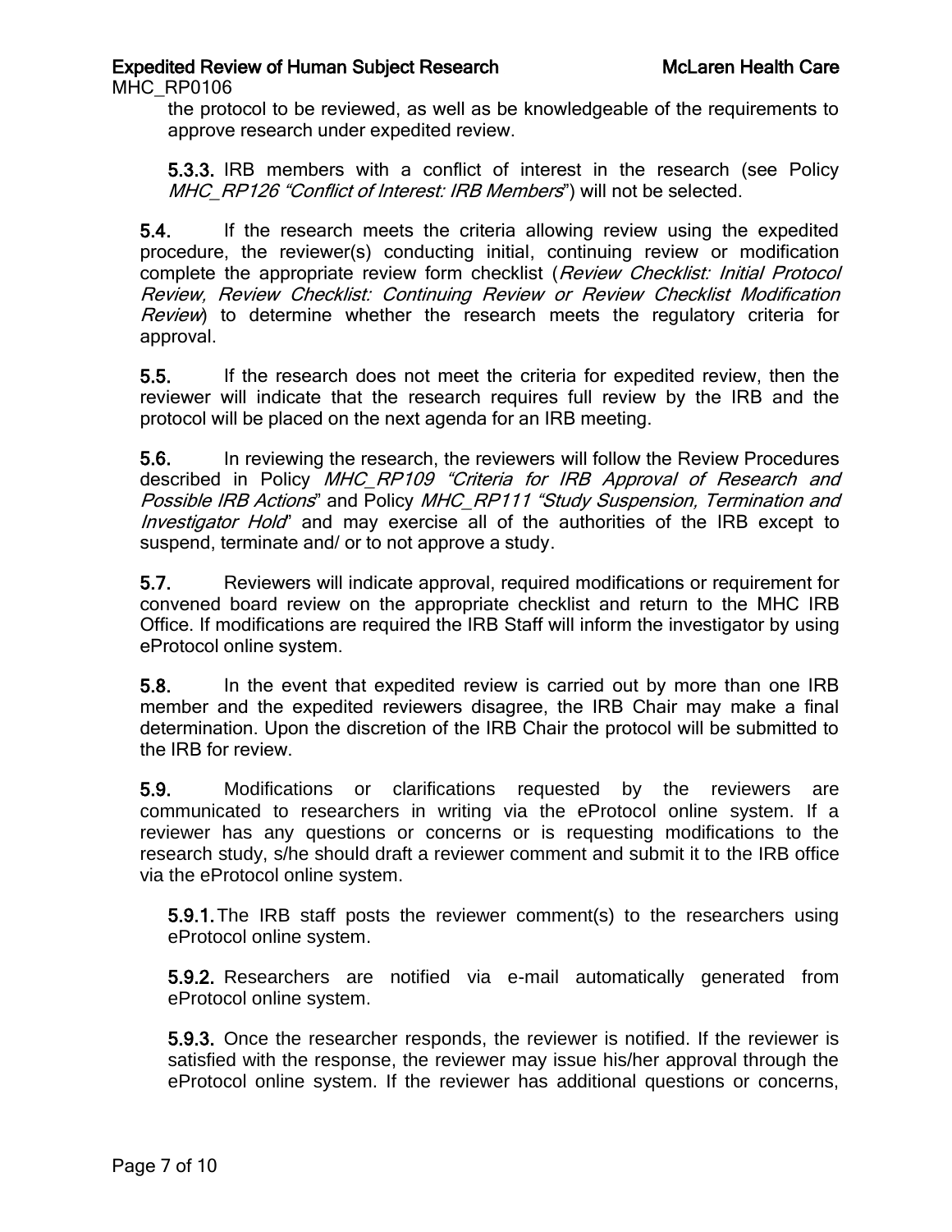the protocol to be reviewed, as well as be knowledgeable of the requirements to approve research under expedited review.

**5.3.3.** IRB members with a conflict of interest in the research (see Policy *MHC_RP126 "Conflict of Interest: IRB Members"*) will not be selected.

**5.4.** If the research meets the criteria allowing review using the expedited procedure, the reviewer(s) conducting initial, continuing review or modification complete the appropriate review form checklist (*Review Checklist: Initial Protocol Review, Review Checklist: Continuing Review or Review Checklist Modification Review*) to determine whether the research meets the regulatory criteria for approval.

**5.5.** If the research does not meet the criteria for expedited review, then the reviewer will indicate that the research requires full review by the IRB and the protocol will be placed on the next agenda for an IRB meeting.

**5.6.** In reviewing the research, the reviewers will follow the Review Procedures described in Policy *MHC_RP109 "Criteria for IRB Approval of Research and Possible IRB Actions*" and Policy *MHC_RP111 "Study Suspension, Termination and Investigator Hold*" and may exercise all of the authorities of the IRB except to suspend, terminate and/ or to not approve a study.

**5.7.** Reviewers will indicate approval, required modifications or requirement for convened board review on the appropriate checklist and return to the MHC IRB Office. If modifications are required the IRB Staff will inform the investigator by using eProtocol online system.

**5.8.** In the event that expedited review is carried out by more than one IRB member and the expedited reviewers disagree, the IRB Chair may make a final determination. Upon the discretion of the IRB Chair the protocol will be submitted to the IRB for review.

**5.9.** Modifications or clarifications requested by the reviewers are communicated to researchers in writing via the eProtocol online system. If a reviewer has any questions or concerns or is requesting modifications to the research study, s/he should draft a reviewer comment and submit it to the IRB office via the eProtocol online system.

**5.9.1.** The IRB staff posts the reviewer comment(s) to the researchers using eProtocol online system.

**5.9.2.** Researchers are notified via e-mail automatically generated from eProtocol online system.

**5.9.3.** Once the researcher responds, the reviewer is notified. If the reviewer is satisfied with the response, the reviewer may issue his/her approval through the eProtocol online system. If the reviewer has additional questions or concerns,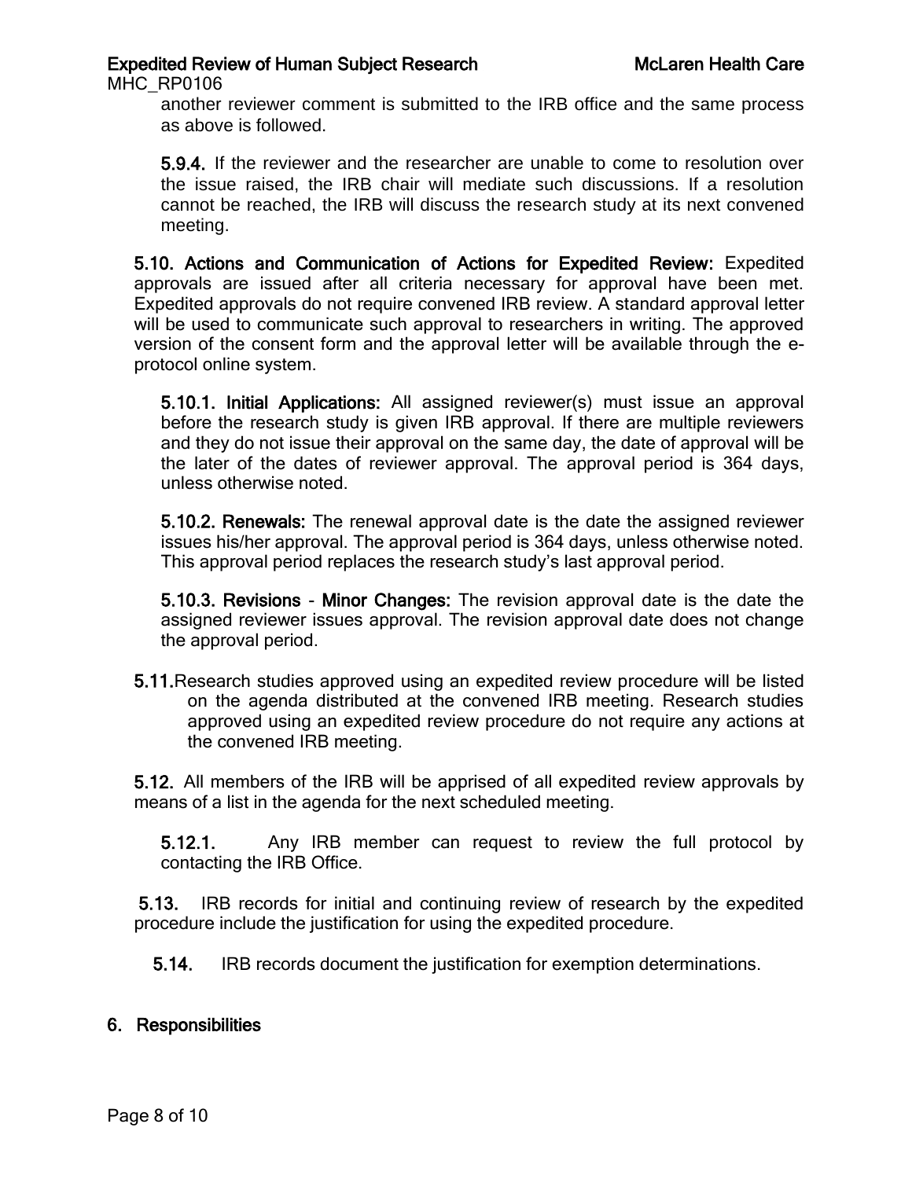another reviewer comment is submitted to the IRB office and the same process as above is followed.

**5.9.4.** If the reviewer and the researcher are unable to come to resolution over the issue raised, the IRB chair will mediate such discussions. If a resolution cannot be reached, the IRB will discuss the research study at its next convened meeting.

**5.10. Actions and Communication of Actions for Expedited Review:** Expedited approvals are issued after all criteria necessary for approval have been met. Expedited approvals do not require convened IRB review. A standard approval letter will be used to communicate such approval to researchers in writing. The approved version of the consent form and the approval letter will be available through the e-protocol online system.

**5.10.1. Initial Applications:** All assigned reviewer(s) must issue an approval before the research study is given IRB approval. If there are multiple reviewers and they do not issue their approval on the same day, the date of approval will be the later of the dates of reviewer approval. The approval period is 364 days, unless otherwise noted.

**5.10.2. Renewals:** The renewal approval date is the date the assigned reviewer issues his/her approval. The approval period is 364 days, unless otherwise noted. This approval period replaces the research study's last approval period.

**5.10.3. Revisions - Minor Changes:** The revision approval date is the date the assigned reviewer issues approval. The revision approval date does not change the approval period.

**5.11.** Research studies approved using an expedited review procedure will be listed on the agenda distributed at the convened IRB meeting. Research studies approved using an expedited review procedure do not require any actions at the convened IRB meeting.

**5.12.** All members of the IRB will be apprised of all expedited review approvals by means of a list in the agenda for the next scheduled meeting.

**5.12.1.** Any IRB member can request to review the full protocol by contacting the IRB Office.

**5.13.** IRB records for initial and continuing review of research by the expedited procedure include the justification for using the expedited procedure.

**5.14.** IRB records document the justification for exemption determinations.

## 6. Responsibilities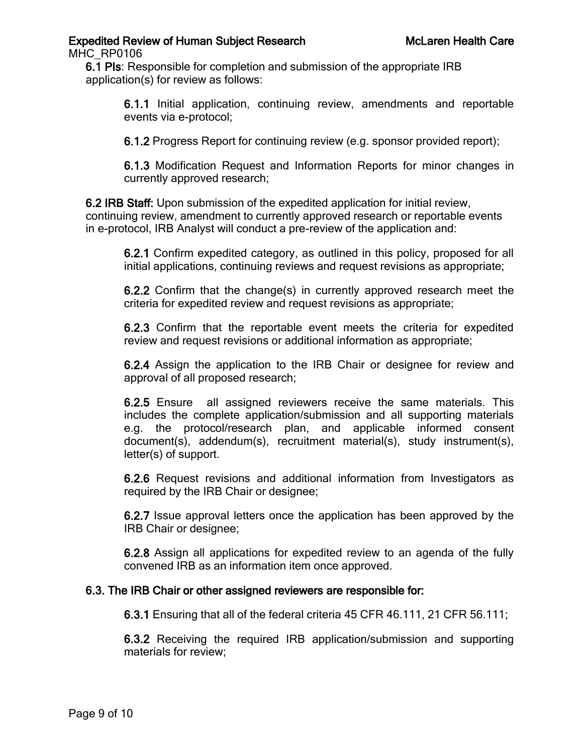**6.1 PIs**: Responsible for completion and submission of the appropriate IRB application(s) for review as follows:

> **6.1.1** Initial application, continuing review, amendments and reportable events via e-protocol;
>
> **6.1.2** Progress Report for continuing review (e.g. sponsor provided report);
>
> **6.1.3** Modification Request and Information Reports for minor changes in currently approved research;

**6.2 IRB Staff:** Upon submission of the expedited application for initial review, continuing review, amendment to currently approved research or reportable events in e-protocol, IRB Analyst will conduct a pre-review of the application and:

> **6.2.1** Confirm expedited category, as outlined in this policy, proposed for all initial applications, continuing reviews and request revisions as appropriate;
>
> **6.2.2** Confirm that the change(s) in currently approved research meet the criteria for expedited review and request revisions as appropriate;
>
> **6.2.3** Confirm that the reportable event meets the criteria for expedited review and request revisions or additional information as appropriate;
>
> **6.2.4** Assign the application to the IRB Chair or designee for review and approval of all proposed research;
>
> **6.2.5** Ensure all assigned reviewers receive the same materials. This includes the complete application/submission and all supporting materials e.g. the protocol/research plan, and applicable informed consent document(s), addendum(s), recruitment material(s), study instrument(s), letter(s) of support.
>
> **6.2.6** Request revisions and additional information from Investigators as required by the IRB Chair or designee;
>
> **6.2.7** Issue approval letters once the application has been approved by the IRB Chair or designee;
>
> **6.2.8** Assign all applications for expedited review to an agenda of the fully convened IRB as an information item once approved.

**6.3. The IRB Chair or other assigned reviewers are responsible for:**

> **6.3.1** Ensuring that all of the federal criteria 45 CFR 46.111, 21 CFR 56.111;
>
> **6.3.2** Receiving the required IRB application/submission and supporting materials for review;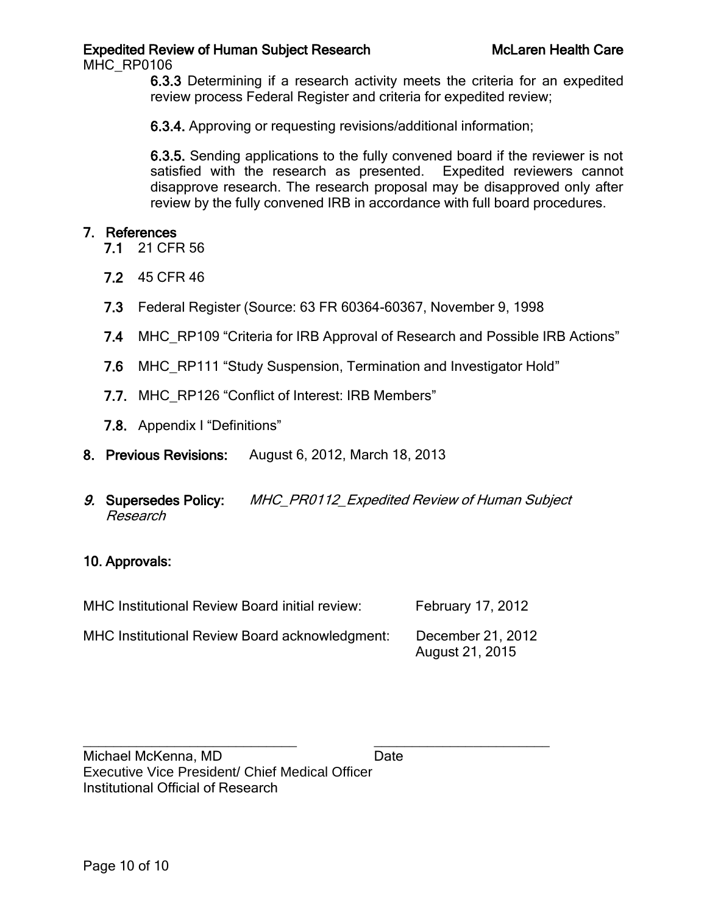6.3.3 Determining if a research activity meets the criteria for an expedited review process Federal Register and criteria for expedited review;

6.3.4. Approving or requesting revisions/additional information;

6.3.5. Sending applications to the fully convened board if the reviewer is not satisfied with the research as presented. Expedited reviewers cannot disapprove research. The research proposal may be disapproved only after review by the fully convened IRB in accordance with full board procedures.

## 7. References

7.1 21 CFR 56

7.2 45 CFR 46

7.3 Federal Register (Source: 63 FR 60364-60367, November 9, 1998

7.4 MHC_RP109 “Criteria for IRB Approval of Research and Possible IRB Actions”

7.6 MHC_RP111 “Study Suspension, Termination and Investigator Hold”

7.7. MHC_RP126 “Conflict of Interest: IRB Members”

7.8. Appendix I “Definitions”

## 8. Previous Revisions:

August 6, 2012, March 18, 2013

## 9. Supersedes Policy:

*MHC_PR0112_Expedited Review of Human Subject Research*

## 10. Approvals:

MHC Institutional Review Board initial review: February 17, 2012

MHC Institutional Review Board acknowledgment: December 21, 2012
August 21, 2015

\_\_\_\_\_\_\_\_\_\_\_\_\_\_\_\_\_\_\_\_\_\_\_\_\_\_\_\_ \_\_\_\_\_\_\_\_\_\_\_\_\_\_\_\_\_\_\_\_\_\_\_\_\_

Michael McKenna, MD Date
Executive Vice President/ Chief Medical Officer
Institutional Official of Research